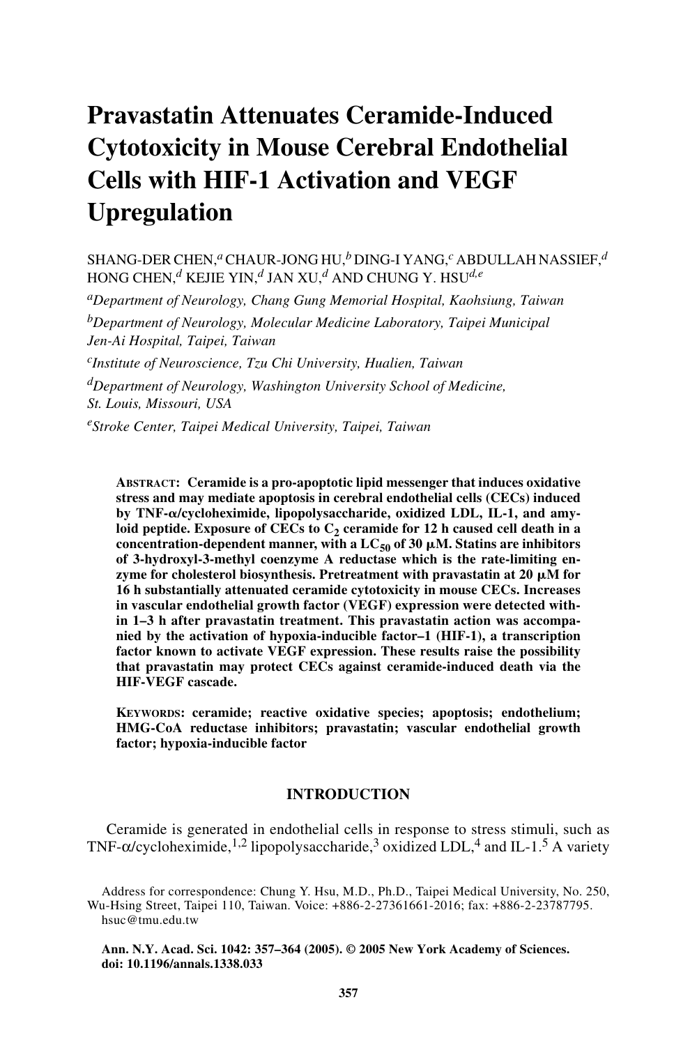# Pravastatin Attenuates Ceramide-Induced Cytotoxicity in Mouse Cerebral Endothelial Cells with HIF-1 Activation and VEGF Upregulation

SHANG-DER CHEN,[a] CHAUR-JONG HU,[b] DING-I YANG,[c] ABDULLAH NASSIEF,[d] HONG CHEN,[d] KEJIE YIN,[d] JAN XU,[d] AND CHUNG Y. HSU[d,e]

[a]*Department of Neurology, Chang Gung Memorial Hospital, Kaohsiung, Taiwan*

[b]*Department of Neurology, Molecular Medicine Laboratory, Taipei Municipal Jen-Ai Hospital, Taipei, Taiwan*

[c]*Institute of Neuroscience, Tzu Chi University, Hualien, Taiwan*

[d]*Department of Neurology, Washington University School of Medicine, St. Louis, Missouri, USA*

[e]*Stroke Center, Taipei Medical University, Taipei, Taiwan*

**ABSTRACT: Ceramide is a pro-apoptotic lipid messenger that induces oxidative stress and may mediate apoptosis in cerebral endothelial cells (CECs) induced by TNF-α/cycloheximide, lipopolysaccharide, oxidized LDL, IL-1, and amyloid peptide. Exposure of CECs to $C_2$ ceramide for 12 h caused cell death in a concentration-dependent manner, with a $LC_{50}$ of 30 μM. Statins are inhibitors of 3-hydroxyl-3-methyl coenzyme A reductase which is the rate-limiting enzyme for cholesterol biosynthesis. Pretreatment with pravastatin at 20 μM for 16 h substantially attenuated ceramide cytotoxicity in mouse CECs. Increases in vascular endothelial growth factor (VEGF) expression were detected within 1–3 h after pravastatin treatment. This pravastatin action was accompanied by the activation of hypoxia-inducible factor–1 (HIF-1), a transcription factor known to activate VEGF expression. These results raise the possibility that pravastatin may protect CECs against ceramide-induced death via the HIF-VEGF cascade.**

**KEYWORDS: ceramide; reactive oxidative species; apoptosis; endothelium; HMG-CoA reductase inhibitors; pravastatin; vascular endothelial growth factor; hypoxia-inducible factor**

## INTRODUCTION

Ceramide is generated in endothelial cells in response to stress stimuli, such as TNF-α/cycloheximide,[1,2] lipopolysaccharide,[3] oxidized LDL,[4] and IL-1.[5] A variety

Address for correspondence: Chung Y. Hsu, M.D., Ph.D., Taipei Medical University, No. 250, Wu-Hsing Street, Taipei 110, Taiwan. Voice: +886-2-27361661-2016; fax: +886-2-23787795. hsuc@tmu.edu.tw

**Ann. N.Y. Acad. Sci. 1042: 357–364 (2005). © 2005 New York Academy of Sciences. doi: 10.1196/annals.1338.033**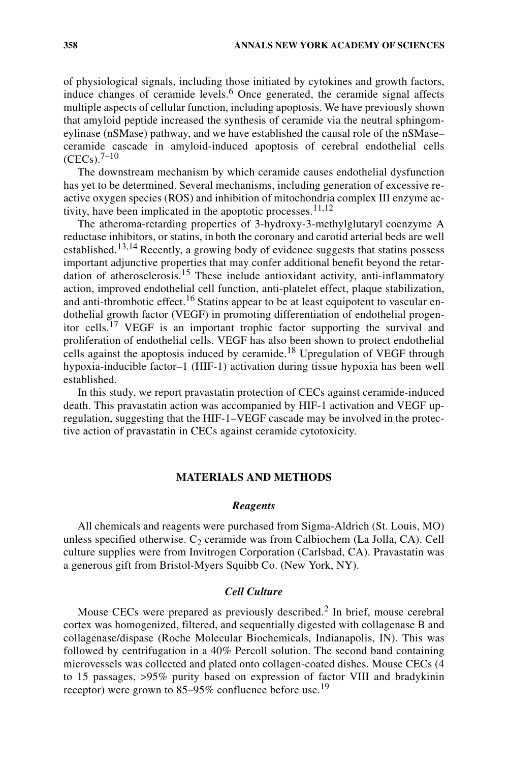of physiological signals, including those initiated by cytokines and growth factors, induce changes of ceramide levels.[6] Once generated, the ceramide signal affects multiple aspects of cellular function, including apoptosis. We have previously shown that amyloid peptide increased the synthesis of ceramide via the neutral sphingomeylinase (nSMase) pathway, and we have established the causal role of the nSMase–ceramide cascade in amyloid-induced apoptosis of cerebral endothelial cells (CECs).[7–10]

The downstream mechanism by which ceramide causes endothelial dysfunction has yet to be determined. Several mechanisms, including generation of excessive reactive oxygen species (ROS) and inhibition of mitochondria complex III enzyme activity, have been implicated in the apoptotic processes.[11,12]

The atheroma-retarding properties of 3-hydroxy-3-methylglutaryl coenzyme A reductase inhibitors, or statins, in both the coronary and carotid arterial beds are well established.[13,14] Recently, a growing body of evidence suggests that statins possess important adjunctive properties that may confer additional benefit beyond the retardation of atherosclerosis.[15] These include antioxidant activity, anti-inflammatory action, improved endothelial cell function, anti-platelet effect, plaque stabilization, and anti-thrombotic effect.[16] Statins appear to be at least equipotent to vascular endothelial growth factor (VEGF) in promoting differentiation of endothelial progenitor cells.[17] VEGF is an important trophic factor supporting the survival and proliferation of endothelial cells. VEGF has also been shown to protect endothelial cells against the apoptosis induced by ceramide.[18] Upregulation of VEGF through hypoxia-inducible factor–1 (HIF-1) activation during tissue hypoxia has been well established.

In this study, we report pravastatin protection of CECs against ceramide-induced death. This pravastatin action was accompanied by HIF-1 activation and VEGF upregulation, suggesting that the HIF-1–VEGF cascade may be involved in the protective action of pravastatin in CECs against ceramide cytotoxicity.

## MATERIALS AND METHODS

### *Reagents*

All chemicals and reagents were purchased from Sigma-Aldrich (St. Louis, MO) unless specified otherwise. $C_2$ ceramide was from Calbiochem (La Jolla, CA). Cell culture supplies were from Invitrogen Corporation (Carlsbad, CA). Pravastatin was a generous gift from Bristol-Myers Squibb Co. (New York, NY).

### *Cell Culture*

Mouse CECs were prepared as previously described.[2] In brief, mouse cerebral cortex was homogenized, filtered, and sequentially digested with collagenase B and collagenase/dispase (Roche Molecular Biochemicals, Indianapolis, IN). This was followed by centrifugation in a 40% Percoll solution. The second band containing microvessels was collected and plated onto collagen-coated dishes. Mouse CECs (4 to 15 passages, >95% purity based on expression of factor VIII and bradykinin receptor) were grown to 85–95% confluence before use.[19]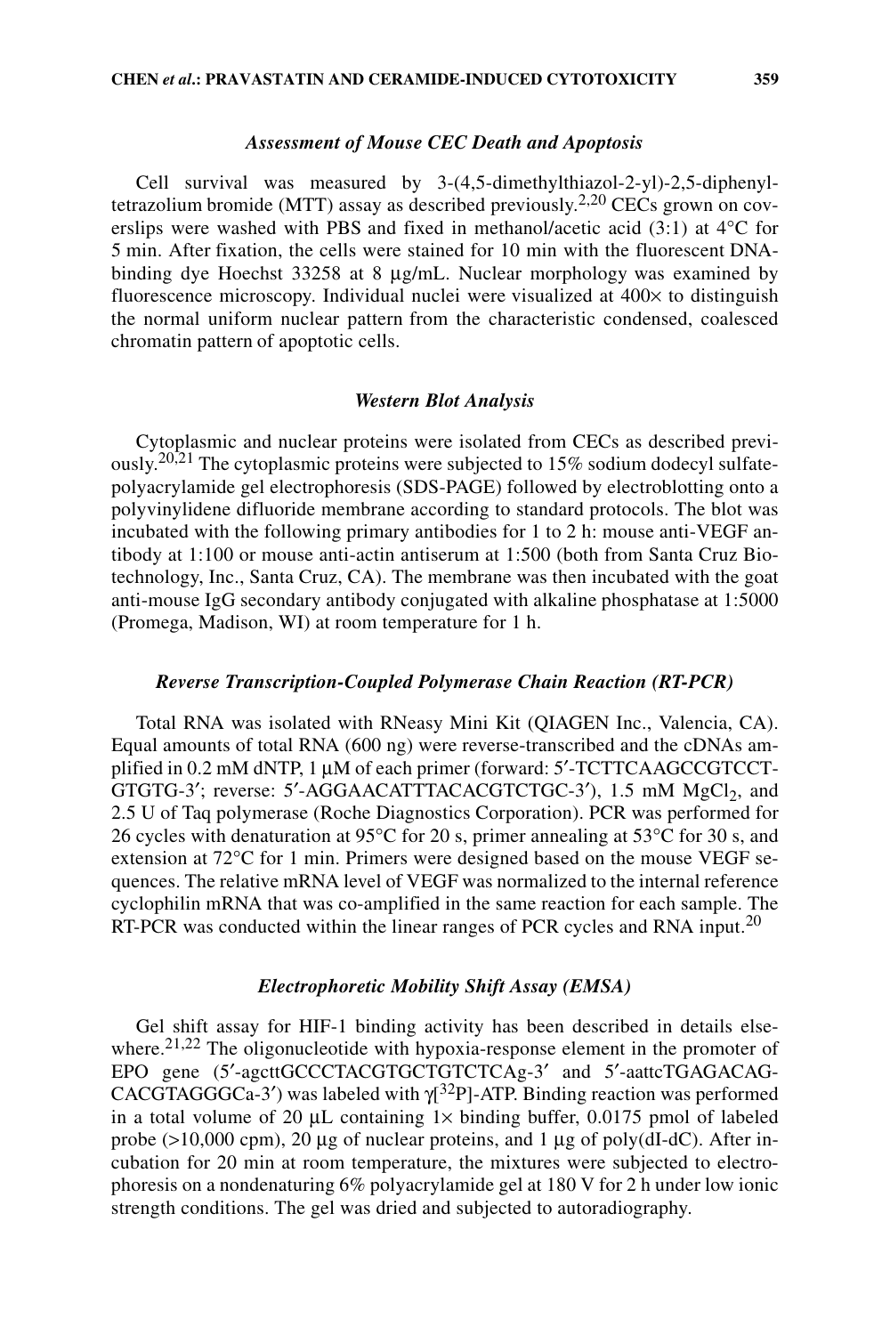### *Assessment of Mouse CEC Death and Apoptosis*

Cell survival was measured by 3-(4,5-dimethylthiazol-2-yl)-2,5-diphenyltetrazolium bromide (MTT) assay as described previously.[2,20] CECs grown on coverslips were washed with PBS and fixed in methanol/acetic acid (3:1) at 4°C for 5 min. After fixation, the cells were stained for 10 min with the fluorescent DNA-binding dye Hoechst 33258 at 8 μg/mL. Nuclear morphology was examined by fluorescence microscopy. Individual nuclei were visualized at 400× to distinguish the normal uniform nuclear pattern from the characteristic condensed, coalesced chromatin pattern of apoptotic cells.

### *Western Blot Analysis*

Cytoplasmic and nuclear proteins were isolated from CECs as described previously.[20,21] The cytoplasmic proteins were subjected to 15% sodium dodecyl sulfate-polyacrylamide gel electrophoresis (SDS-PAGE) followed by electroblotting onto a polyvinylidene difluoride membrane according to standard protocols. The blot was incubated with the following primary antibodies for 1 to 2 h: mouse anti-VEGF antibody at 1:100 or mouse anti-actin antiserum at 1:500 (both from Santa Cruz Biotechnology, Inc., Santa Cruz, CA). The membrane was then incubated with the goat anti-mouse IgG secondary antibody conjugated with alkaline phosphatase at 1:5000 (Promega, Madison, WI) at room temperature for 1 h.

### *Reverse Transcription-Coupled Polymerase Chain Reaction (RT-PCR)*

Total RNA was isolated with RNeasy Mini Kit (QIAGEN Inc., Valencia, CA). Equal amounts of total RNA (600 ng) were reverse-transcribed and the cDNAs amplified in 0.2 mM dNTP, 1 μM of each primer (forward: 5′-TCTTCAAGCCGTCCTGTGTG-3′; reverse: 5′-AGGAACATTTACACGTCTGC-3′), 1.5 mM $MgCl_2$, and 2.5 U of Taq polymerase (Roche Diagnostics Corporation). PCR was performed for 26 cycles with denaturation at 95°C for 20 s, primer annealing at 53°C for 30 s, and extension at 72°C for 1 min. Primers were designed based on the mouse VEGF sequences. The relative mRNA level of VEGF was normalized to the internal reference cyclophilin mRNA that was co-amplified in the same reaction for each sample. The RT-PCR was conducted within the linear ranges of PCR cycles and RNA input.[20]

### *Electrophoretic Mobility Shift Assay (EMSA)*

Gel shift assay for HIF-1 binding activity has been described in details elsewhere.[21,22] The oligonucleotide with hypoxia-response element in the promoter of EPO gene (5′-agcttGCCCTACGTGCTGTCTCAg-3′ and 5′-aattcTGAGACAGCACGTAGGGCa-3′) was labeled with γ[$^{32}$P]-ATP. Binding reaction was performed in a total volume of 20 μL containing 1× binding buffer, 0.0175 pmol of labeled probe (>10,000 cpm), 20 μg of nuclear proteins, and 1 μg of poly(dI-dC). After incubation for 20 min at room temperature, the mixtures were subjected to electrophoresis on a nondenaturing 6% polyacrylamide gel at 180 V for 2 h under low ionic strength conditions. The gel was dried and subjected to autoradiography.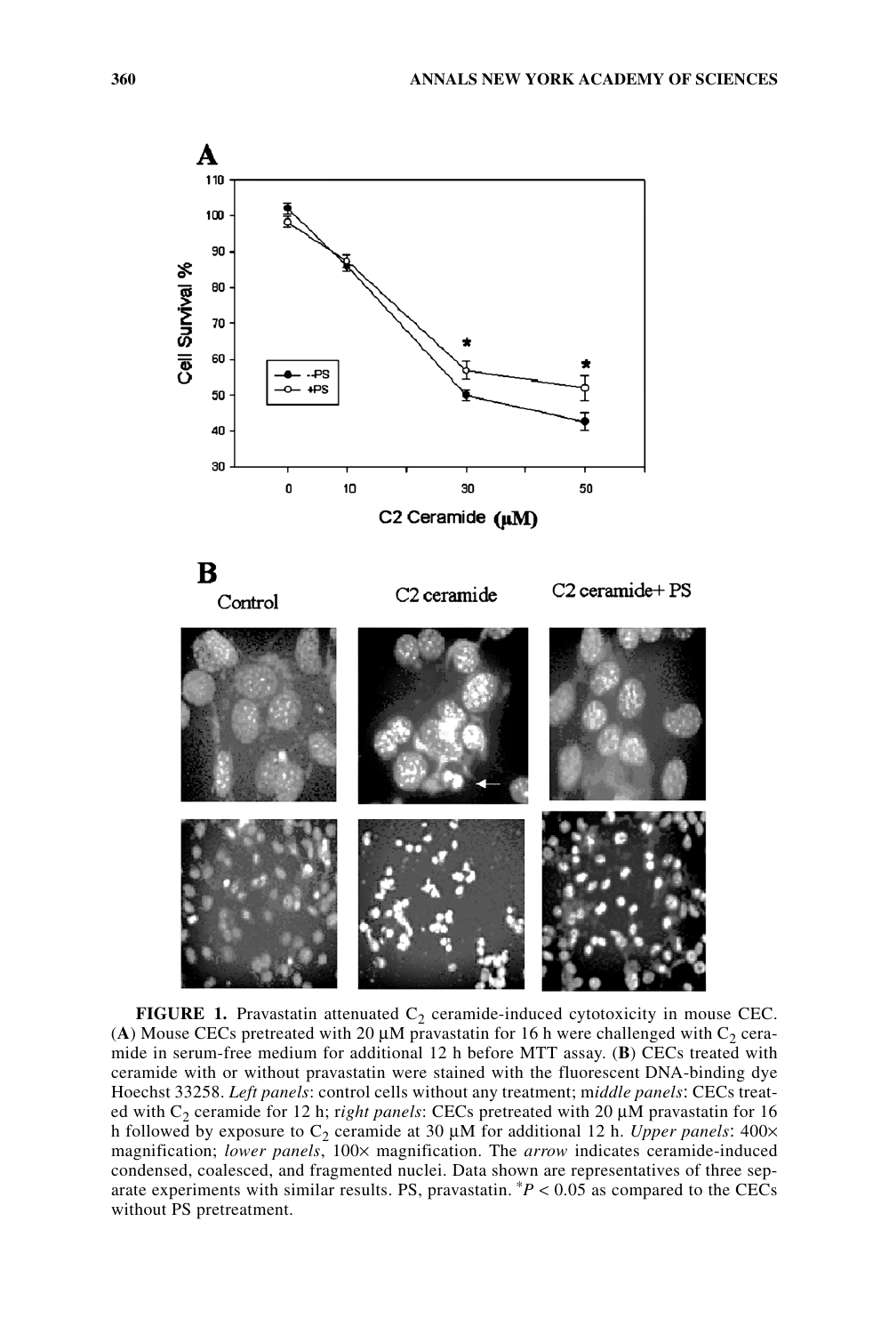**FIGURE 1.** Pravastatin attenuated $C_2$ ceramide-induced cytotoxicity in mouse CEC. (**A**) Mouse CECs pretreated with 20 μM pravastatin for 16 h were challenged with $C_2$ ceramide in serum-free medium for additional 12 h before MTT assay. (**B**) CECs treated with ceramide with or without pravastatin were stained with the fluorescent DNA-binding dye Hoechst 33258. *Left panels*: control cells without any treatment; *middle panels*: CECs treated with $C_2$ ceramide for 12 h; *right panels*: CECs pretreated with 20 μM pravastatin for 16 h followed by exposure to $C_2$ ceramide at 30 μM for additional 12 h. *Upper panels*: 400× magnification; *lower panels*, 100× magnification. The *arrow* indicates ceramide-induced condensed, coalesced, and fragmented nuclei. Data shown are representatives of three separate experiments with similar results. PS, pravastatin. $^{*}P < 0.05$ as compared to the CECs without PS pretreatment.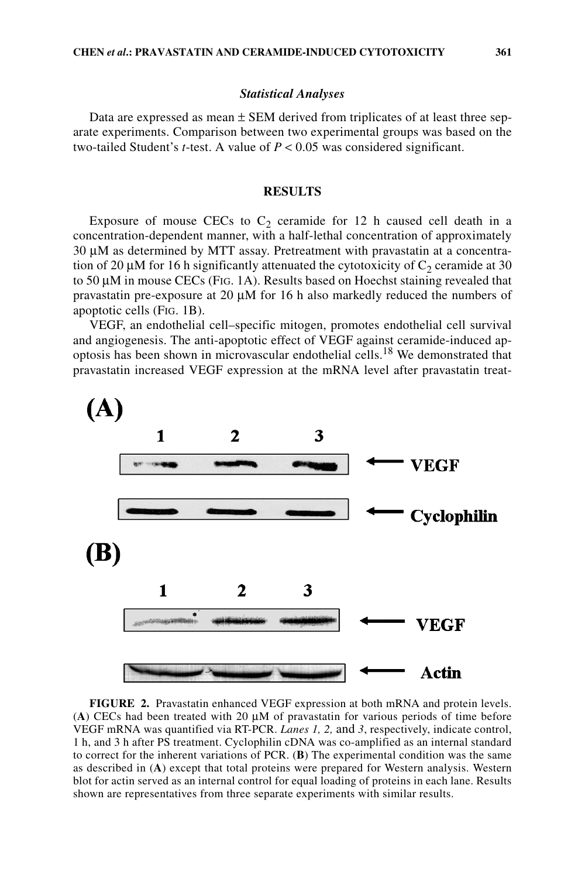### *Statistical Analyses*

Data are expressed as mean ± SEM derived from triplicates of at least three separate experiments. Comparison between two experimental groups was based on the two-tailed Student's *t*-test. A value of $P < 0.05$ was considered significant.

## RESULTS

Exposure of mouse CECs to $C_2$ ceramide for 12 h caused cell death in a concentration-dependent manner, with a half-lethal concentration of approximately 30 μM as determined by MTT assay. Pretreatment with pravastatin at a concentration of 20 μM for 16 h significantly attenuated the cytotoxicity of $C_2$ ceramide at 30 to 50 μM in mouse CECs (FIG. 1A). Results based on Hoechst staining revealed that pravastatin pre-exposure at 20 μM for 16 h also markedly reduced the numbers of apoptotic cells (FIG. 1B).

VEGF, an endothelial cell–specific mitogen, promotes endothelial cell survival and angiogenesis. The anti-apoptotic effect of VEGF against ceramide-induced apoptosis has been shown in microvascular endothelial cells.[18] We demonstrated that pravastatin increased VEGF expression at the mRNA level after pravastatin treat-

**FIGURE 2.** Pravastatin enhanced VEGF expression at both mRNA and protein levels. (**A**) CECs had been treated with 20 μM of pravastatin for various periods of time before VEGF mRNA was quantified via RT-PCR. *Lanes 1, 2,* and *3*, respectively, indicate control, 1 h, and 3 h after PS treatment. Cyclophilin cDNA was co-amplified as an internal standard to correct for the inherent variations of PCR. (**B**) The experimental condition was the same as described in (**A**) except that total proteins were prepared for Western analysis. Western blot for actin served as an internal control for equal loading of proteins in each lane. Results shown are representatives from three separate experiments with similar results.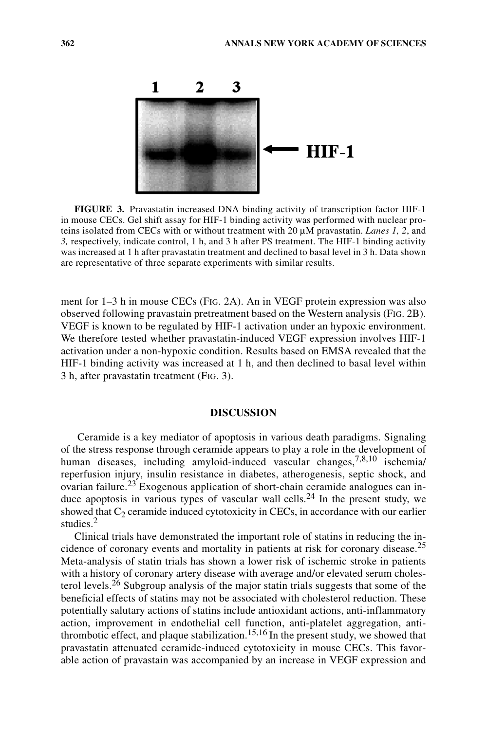**FIGURE 3.** Pravastatin increased DNA binding activity of transcription factor HIF-1 in mouse CECs. Gel shift assay for HIF-1 binding activity was performed with nuclear proteins isolated from CECs with or without treatment with 20 µM pravastatin. *Lanes 1, 2*, and *3,* respectively, indicate control, 1 h, and 3 h after PS treatment. The HIF-1 binding activity was increased at 1 h after pravastatin treatment and declined to basal level in 3 h. Data shown are representative of three separate experiments with similar results.

ment for 1–3 h in mouse CECs (FIG. 2A). An in VEGF protein expression was also observed following pravastain pretreatment based on the Western analysis (FIG. 2B). VEGF is known to be regulated by HIF-1 activation under an hypoxic environment. We therefore tested whether pravastatin-induced VEGF expression involves HIF-1 activation under a non-hypoxic condition. Results based on EMSA revealed that the HIF-1 binding activity was increased at 1 h, and then declined to basal level within 3 h, after pravastatin treatment (FIG. 3).

## DISCUSSION

Ceramide is a key mediator of apoptosis in various death paradigms. Signaling of the stress response through ceramide appears to play a role in the development of human diseases, including amyloid-induced vascular changes,[7,8,10] ischemia/reperfusion injury, insulin resistance in diabetes, atherogenesis, septic shock, and ovarian failure.[23] Exogenous application of short-chain ceramide analogues can induce apoptosis in various types of vascular wall cells.[24] In the present study, we showed that $C_2$ ceramide induced cytotoxicity in CECs, in accordance with our earlier studies.[2]

Clinical trials have demonstrated the important role of statins in reducing the incidence of coronary events and mortality in patients at risk for coronary disease.[25] Meta-analysis of statin trials has shown a lower risk of ischemic stroke in patients with a history of coronary artery disease with average and/or elevated serum cholesterol levels.[26] Subgroup analysis of the major statin trials suggests that some of the beneficial effects of statins may not be associated with cholesterol reduction. These potentially salutary actions of statins include antioxidant actions, anti-inflammatory action, improvement in endothelial cell function, anti-platelet aggregation, anti-thrombotic effect, and plaque stabilization.[15,16] In the present study, we showed that pravastatin attenuated ceramide-induced cytotoxicity in mouse CECs. This favorable action of pravastain was accompanied by an increase in VEGF expression and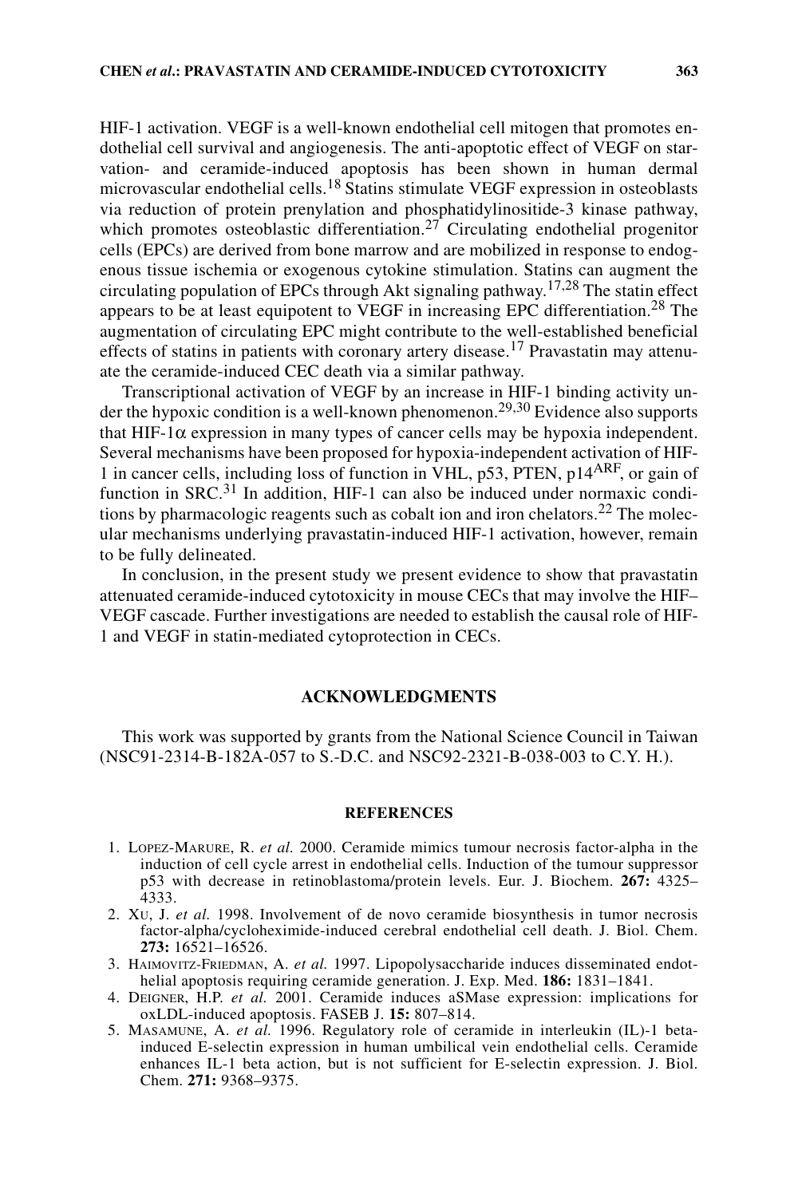HIF-1 activation. VEGF is a well-known endothelial cell mitogen that promotes endothelial cell survival and angiogenesis. The anti-apoptotic effect of VEGF on starvation- and ceramide-induced apoptosis has been shown in human dermal microvascular endothelial cells.[18] Statins stimulate VEGF expression in osteoblasts via reduction of protein prenylation and phosphatidylinositide-3 kinase pathway, which promotes osteoblastic differentiation.[27] Circulating endothelial progenitor cells (EPCs) are derived from bone marrow and are mobilized in response to endogenous tissue ischemia or exogenous cytokine stimulation. Statins can augment the circulating population of EPCs through Akt signaling pathway.[17,28] The statin effect appears to be at least equipotent to VEGF in increasing EPC differentiation.[28] The augmentation of circulating EPC might contribute to the well-established beneficial effects of statins in patients with coronary artery disease.[17] Pravastatin may attenuate the ceramide-induced CEC death via a similar pathway.

Transcriptional activation of VEGF by an increase in HIF-1 binding activity under the hypoxic condition is a well-known phenomenon.[29,30] Evidence also supports that HIF-1$\alpha$ expression in many types of cancer cells may be hypoxia independent. Several mechanisms have been proposed for hypoxia-independent activation of HIF-1 in cancer cells, including loss of function in VHL, p53, PTEN, p14$^{ARF}$, or gain of function in SRC.[31] In addition, HIF-1 can also be induced under normaxic conditions by pharmacologic reagents such as cobalt ion and iron chelators.[22] The molecular mechanisms underlying pravastatin-induced HIF-1 activation, however, remain to be fully delineated.

In conclusion, in the present study we present evidence to show that pravastatin attenuated ceramide-induced cytotoxicity in mouse CECs that may involve the HIF–VEGF cascade. Further investigations are needed to establish the causal role of HIF-1 and VEGF in statin-mediated cytoprotection in CECs.

## ACKNOWLEDGMENTS

This work was supported by grants from the National Science Council in Taiwan (NSC91-2314-B-182A-057 to S.-D.C. and NSC92-2321-B-038-003 to C.Y. H.).

## REFERENCES

1. Lopez-Marure, R. *et al.* 2000. Ceramide mimics tumour necrosis factor-alpha in the induction of cell cycle arrest in endothelial cells. Induction of the tumour suppressor p53 with decrease in retinoblastoma/protein levels. Eur. J. Biochem. **267:** 4325–4333.
2. Xu, J. *et al.* 1998. Involvement of de novo ceramide biosynthesis in tumor necrosis factor-alpha/cycloheximide-induced cerebral endothelial cell death. J. Biol. Chem. **273:** 16521–16526.
3. Haimovitz-Friedman, A. *et al.* 1997. Lipopolysaccharide induces disseminated endothelial apoptosis requiring ceramide generation. J. Exp. Med. **186:** 1831–1841.
4. Deigner, H.P. *et al.* 2001. Ceramide induces aSMase expression: implications for oxLDL-induced apoptosis. FASEB J. **15:** 807–814.
5. Masamune, A. *et al.* 1996. Regulatory role of ceramide in interleukin (IL)-1 beta-induced E-selectin expression in human umbilical vein endothelial cells. Ceramide enhances IL-1 beta action, but is not sufficient for E-selectin expression. J. Biol. Chem. **271:** 9368–9375.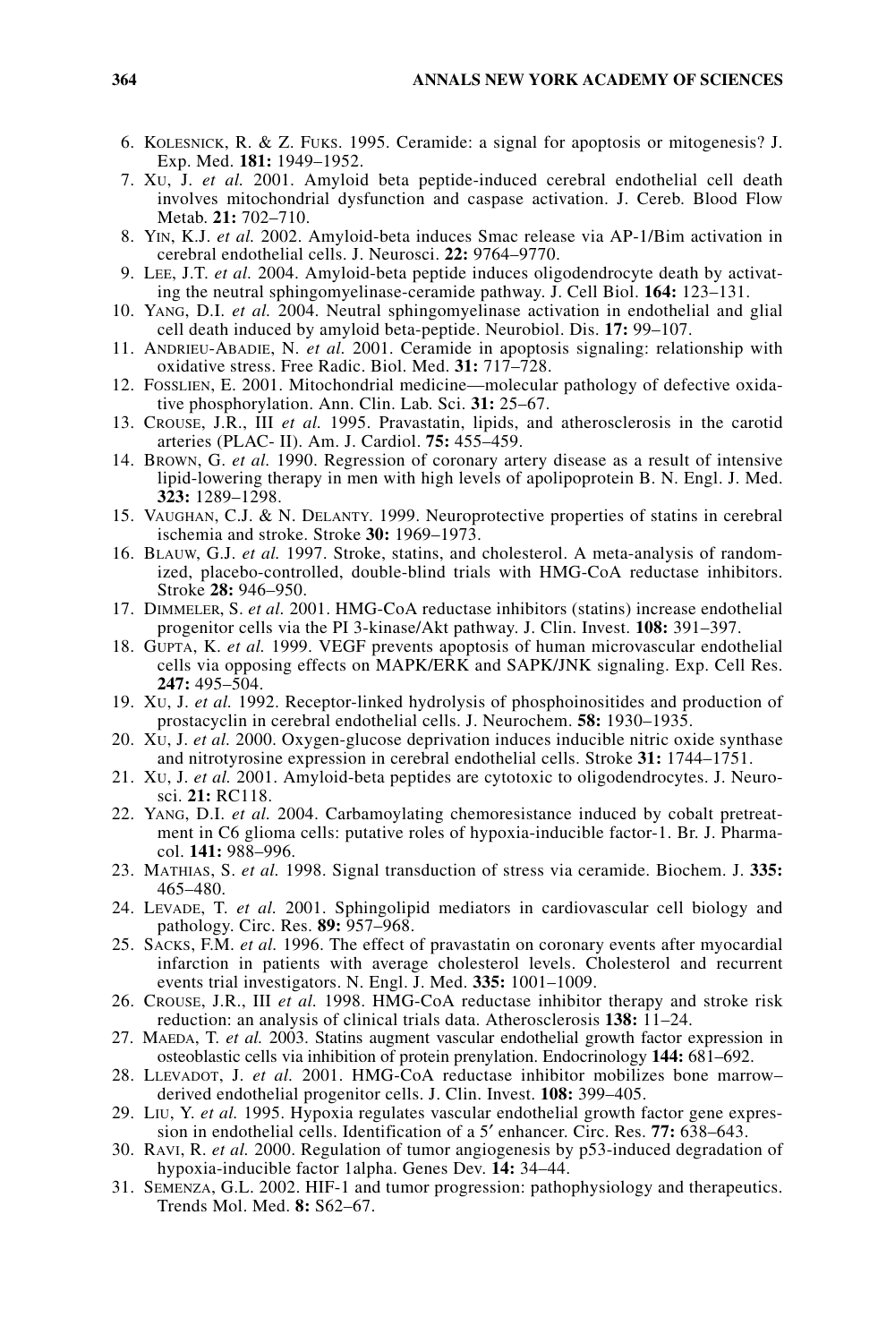6. Kolesnick, R. & Z. Fuks. 1995. Ceramide: a signal for apoptosis or mitogenesis? J. Exp. Med. **181:** 1949–1952.
7. Xu, J. *et al.* 2001. Amyloid beta peptide-induced cerebral endothelial cell death involves mitochondrial dysfunction and caspase activation. J. Cereb. Blood Flow Metab. **21:** 702–710.
8. Yin, K.J. *et al.* 2002. Amyloid-beta induces Smac release via AP-1/Bim activation in cerebral endothelial cells. J. Neurosci. **22:** 9764–9770.
9. Lee, J.T. *et al.* 2004. Amyloid-beta peptide induces oligodendrocyte death by activating the neutral sphingomyelinase-ceramide pathway. J. Cell Biol. **164:** 123–131.
10. Yang, D.I. *et al.* 2004. Neutral sphingomyelinase activation in endothelial and glial cell death induced by amyloid beta-peptide. Neurobiol. Dis. **17:** 99–107.
11. Andrieu-Abadie, N. *et al.* 2001. Ceramide in apoptosis signaling: relationship with oxidative stress. Free Radic. Biol. Med. **31:** 717–728.
12. Fosslien, E. 2001. Mitochondrial medicine—molecular pathology of defective oxidative phosphorylation. Ann. Clin. Lab. Sci. **31:** 25–67.
13. Crouse, J.R., III *et al.* 1995. Pravastatin, lipids, and atherosclerosis in the carotid arteries (PLAC- II). Am. J. Cardiol. **75:** 455–459.
14. Brown, G. *et al.* 1990. Regression of coronary artery disease as a result of intensive lipid-lowering therapy in men with high levels of apolipoprotein B. N. Engl. J. Med. **323:** 1289–1298.
15. Vaughan, C.J. & N. Delanty. 1999. Neuroprotective properties of statins in cerebral ischemia and stroke. Stroke **30:** 1969–1973.
16. Blauw, G.J. *et al.* 1997. Stroke, statins, and cholesterol. A meta-analysis of randomized, placebo-controlled, double-blind trials with HMG-CoA reductase inhibitors. Stroke **28:** 946–950.
17. Dimmeler, S. *et al.* 2001. HMG-CoA reductase inhibitors (statins) increase endothelial progenitor cells via the PI 3-kinase/Akt pathway. J. Clin. Invest. **108:** 391–397.
18. Gupta, K. *et al.* 1999. VEGF prevents apoptosis of human microvascular endothelial cells via opposing effects on MAPK/ERK and SAPK/JNK signaling. Exp. Cell Res. **247:** 495–504.
19. Xu, J. *et al.* 1992. Receptor-linked hydrolysis of phosphoinositides and production of prostacyclin in cerebral endothelial cells. J. Neurochem. **58:** 1930–1935.
20. Xu, J. *et al.* 2000. Oxygen-glucose deprivation induces inducible nitric oxide synthase and nitrotyrosine expression in cerebral endothelial cells. Stroke **31:** 1744–1751.
21. Xu, J. *et al.* 2001. Amyloid-beta peptides are cytotoxic to oligodendrocytes. J. Neurosci. **21:** RC118.
22. Yang, D.I. *et al.* 2004. Carbamoylating chemoresistance induced by cobalt pretreatment in C6 glioma cells: putative roles of hypoxia-inducible factor-1. Br. J. Pharmacol. **141:** 988–996.
23. Mathias, S. *et al.* 1998. Signal transduction of stress via ceramide. Biochem. J. **335:** 465–480.
24. Levade, T. *et al.* 2001. Sphingolipid mediators in cardiovascular cell biology and pathology. Circ. Res. **89:** 957–968.
25. Sacks, F.M. *et al.* 1996. The effect of pravastatin on coronary events after myocardial infarction in patients with average cholesterol levels. Cholesterol and recurrent events trial investigators. N. Engl. J. Med. **335:** 1001–1009.
26. Crouse, J.R., III *et al.* 1998. HMG-CoA reductase inhibitor therapy and stroke risk reduction: an analysis of clinical trials data. Atherosclerosis **138:** 11–24.
27. Maeda, T. *et al.* 2003. Statins augment vascular endothelial growth factor expression in osteoblastic cells via inhibition of protein prenylation. Endocrinology **144:** 681–692.
28. Llevadot, J. *et al.* 2001. HMG-CoA reductase inhibitor mobilizes bone marrow–derived endothelial progenitor cells. J. Clin. Invest. **108:** 399–405.
29. Liu, Y. *et al.* 1995. Hypoxia regulates vascular endothelial growth factor gene expression in endothelial cells. Identification of a 5′ enhancer. Circ. Res. **77:** 638–643.
30. Ravi, R. *et al.* 2000. Regulation of tumor angiogenesis by p53-induced degradation of hypoxia-inducible factor 1alpha. Genes Dev. **14:** 34–44.
31. Semenza, G.L. 2002. HIF-1 and tumor progression: pathophysiology and therapeutics. Trends Mol. Med. **8:** S62–67.